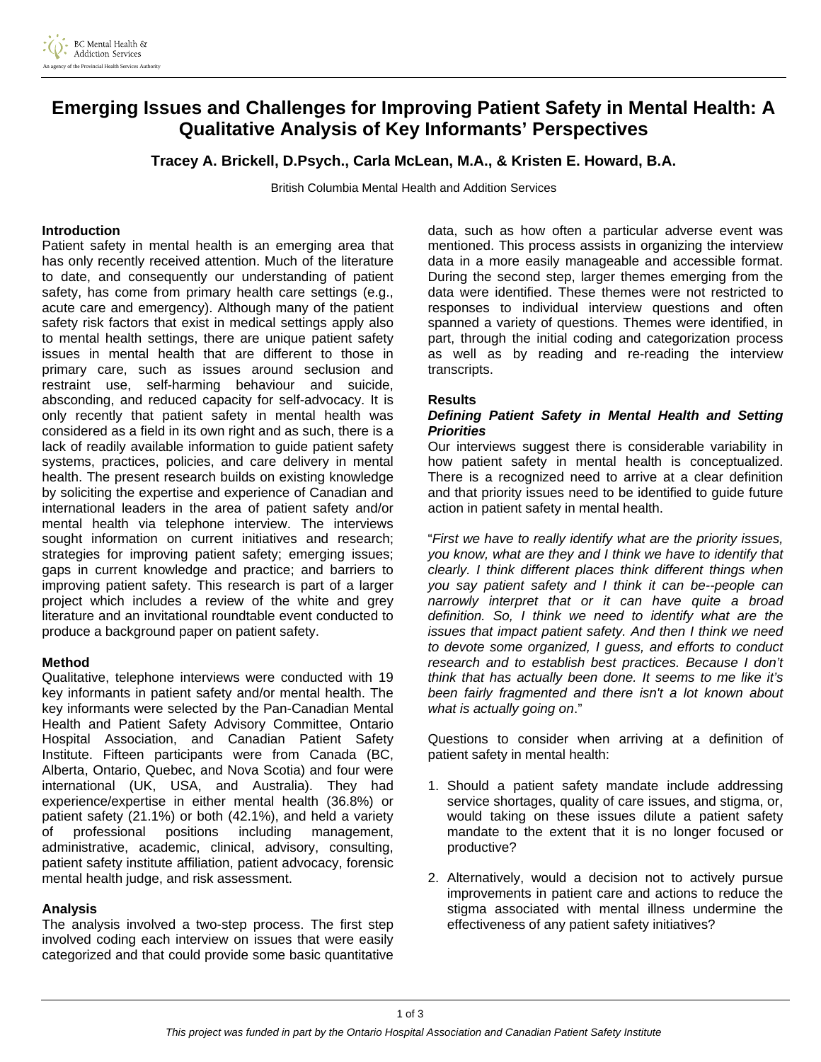# Emerging Issues and Challenges for Improving Patient Safety in Mental Health: A Qualitative Analysis of Key Informants' Perspectives

**Tracey A. Brickell, D.Psych., Carla McLean, M.A., & Kristen E. Howard, B.A.**

British Columbia Mental Health and Addition Services

## Introduction

Patient safety in mental health is an emerging area that has only recently received attention. Much of the literature to date, and consequently our understanding of patient safety, has come from primary health care settings (e.g., acute care and emergency). Although many of the patient safety risk factors that exist in medical settings apply also to mental health settings, there are unique patient safety issues in mental health that are different to those in primary care, such as issues around seclusion and restraint use, self-harming behaviour and suicide, absconding, and reduced capacity for self-advocacy. It is only recently that patient safety in mental health was considered as a field in its own right and as such, there is a lack of readily available information to guide patient safety systems, practices, policies, and care delivery in mental health. The present research builds on existing knowledge by soliciting the expertise and experience of Canadian and international leaders in the area of patient safety and/or mental health via telephone interview. The interviews sought information on current initiatives and research; strategies for improving patient safety; emerging issues; gaps in current knowledge and practice; and barriers to improving patient safety. This research is part of a larger project which includes a review of the white and grey literature and an invitational roundtable event conducted to produce a background paper on patient safety.

## Method

Qualitative, telephone interviews were conducted with 19 key informants in patient safety and/or mental health. The key informants were selected by the Pan-Canadian Mental Health and Patient Safety Advisory Committee, Ontario Hospital Association, and Canadian Patient Safety Institute. Fifteen participants were from Canada (BC, Alberta, Ontario, Quebec, and Nova Scotia) and four were international (UK, USA, and Australia). They had experience/expertise in either mental health (36.8%) or patient safety (21.1%) or both (42.1%), and held a variety of professional positions including management, administrative, academic, clinical, advisory, consulting, patient safety institute affiliation, patient advocacy, forensic mental health judge, and risk assessment.

## Analysis

The analysis involved a two-step process. The first step involved coding each interview on issues that were easily categorized and that could provide some basic quantitative data, such as how often a particular adverse event was mentioned. This process assists in organizing the interview data in a more easily manageable and accessible format. During the second step, larger themes emerging from the data were identified. These themes were not restricted to responses to individual interview questions and often spanned a variety of questions. Themes were identified, in part, through the initial coding and categorization process as well as by reading and re-reading the interview transcripts.

## Results

### *Defining Patient Safety in Mental Health and Setting Priorities*

Our interviews suggest there is considerable variability in how patient safety in mental health is conceptualized. There is a recognized need to arrive at a clear definition and that priority issues need to be identified to guide future action in patient safety in mental health.

"*First we have to really identify what are the priority issues, you know, what are they and I think we have to identify that clearly. I think different places think different things when you say patient safety and I think it can be--people can narrowly interpret that or it can have quite a broad definition. So, I think we need to identify what are the issues that impact patient safety. And then I think we need to devote some organized, I guess, and efforts to conduct research and to establish best practices. Because I don't think that has actually been done. It seems to me like it's been fairly fragmented and there isn't a lot known about what is actually going on*."

Questions to consider when arriving at a definition of patient safety in mental health:

1. Should a patient safety mandate include addressing service shortages, quality of care issues, and stigma, or, would taking on these issues dilute a patient safety mandate to the extent that it is no longer focused or productive?
2. Alternatively, would a decision not to actively pursue improvements in patient care and actions to reduce the stigma associated with mental illness undermine the effectiveness of any patient safety initiatives?

*This project was funded in part by the Ontario Hospital Association and Canadian Patient Safety Institute*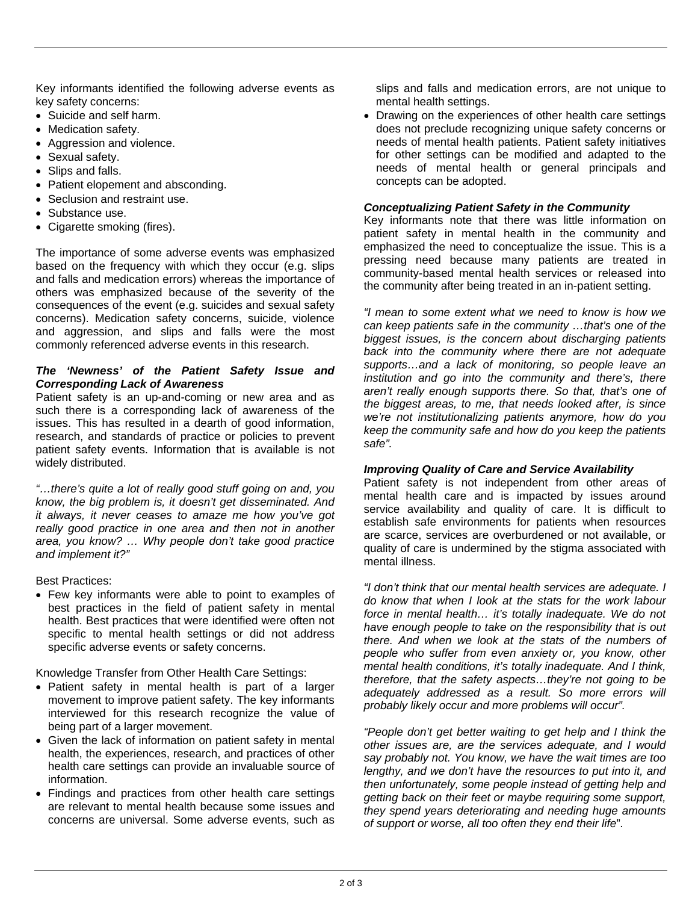Key informants identified the following adverse events as key safety concerns:

- Suicide and self harm.
- Medication safety.
- Aggression and violence.
- Sexual safety.
- Slips and falls.
- Patient elopement and absconding.
- Seclusion and restraint use.
- Substance use.
- Cigarette smoking (fires).

The importance of some adverse events was emphasized based on the frequency with which they occur (e.g. slips and falls and medication errors) whereas the importance of others was emphasized because of the severity of the consequences of the event (e.g. suicides and sexual safety concerns). Medication safety concerns, suicide, violence and aggression, and slips and falls were the most commonly referenced adverse events in this research.

***The 'Newness' of the Patient Safety Issue and Corresponding Lack of Awareness***

Patient safety is an up-and-coming or new area and as such there is a corresponding lack of awareness of the issues. This has resulted in a dearth of good information, research, and standards of practice or policies to prevent patient safety events. Information that is available is not widely distributed.

*"…there's quite a lot of really good stuff going on and, you know, the big problem is, it doesn't get disseminated. And it always, it never ceases to amaze me how you've got really good practice in one area and then not in another area, you know? … Why people don't take good practice and implement it?"*

Best Practices:

- Few key informants were able to point to examples of best practices in the field of patient safety in mental health. Best practices that were identified were often not specific to mental health settings or did not address specific adverse events or safety concerns.

Knowledge Transfer from Other Health Care Settings:

- Patient safety in mental health is part of a larger movement to improve patient safety. The key informants interviewed for this research recognize the value of being part of a larger movement.
- Given the lack of information on patient safety in mental health, the experiences, research, and practices of other health care settings can provide an invaluable source of information.
- Findings and practices from other health care settings are relevant to mental health because some issues and concerns are universal. Some adverse events, such as slips and falls and medication errors, are not unique to mental health settings.
- Drawing on the experiences of other health care settings does not preclude recognizing unique safety concerns or needs of mental health patients. Patient safety initiatives for other settings can be modified and adapted to the needs of mental health or general principals and concepts can be adopted.

***Conceptualizing Patient Safety in the Community***

Key informants note that there was little information on patient safety in mental health in the community and emphasized the need to conceptualize the issue. This is a pressing need because many patients are treated in community-based mental health services or released into the community after being treated in an in-patient setting.

*"I mean to some extent what we need to know is how we can keep patients safe in the community …that's one of the biggest issues, is the concern about discharging patients back into the community where there are not adequate supports…and a lack of monitoring, so people leave an institution and go into the community and there's, there aren't really enough supports there. So that, that's one of the biggest areas, to me, that needs looked after, is since we're not institutionalizing patients anymore, how do you keep the community safe and how do you keep the patients safe".*

***Improving Quality of Care and Service Availability***

Patient safety is not independent from other areas of mental health care and is impacted by issues around service availability and quality of care. It is difficult to establish safe environments for patients when resources are scarce, services are overburdened or not available, or quality of care is undermined by the stigma associated with mental illness.

*"I don't think that our mental health services are adequate. I do know that when I look at the stats for the work labour force in mental health… it's totally inadequate. We do not have enough people to take on the responsibility that is out there. And when we look at the stats of the numbers of people who suffer from even anxiety or, you know, other mental health conditions, it's totally inadequate. And I think, therefore, that the safety aspects…they're not going to be adequately addressed as a result. So more errors will probably likely occur and more problems will occur".*

*"People don't get better waiting to get help and I think the other issues are, are the services adequate, and I would say probably not. You know, we have the wait times are too lengthy, and we don't have the resources to put into it, and then unfortunately, some people instead of getting help and getting back on their feet or maybe requiring some support, they spend years deteriorating and needing huge amounts of support or worse, all too often they end their life".*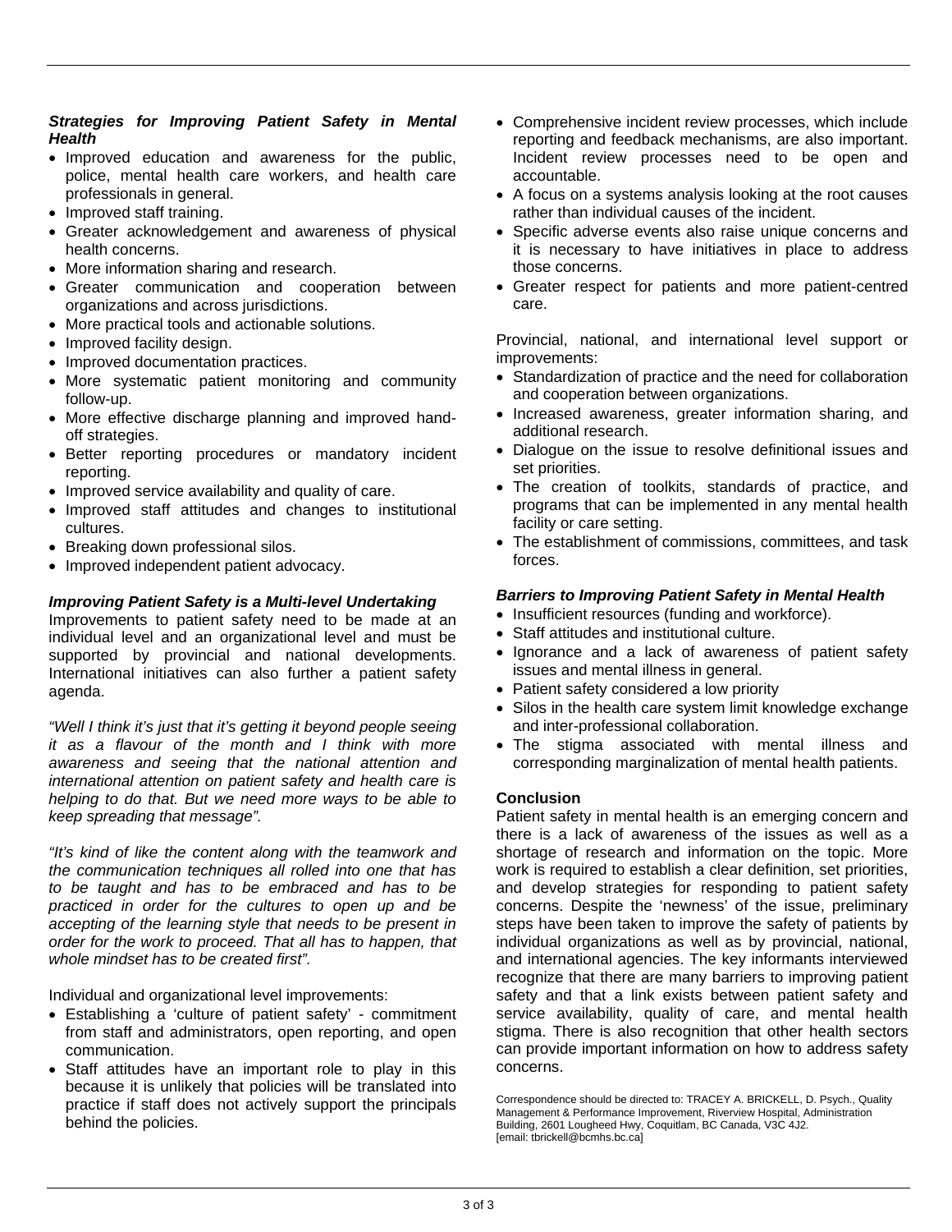### ***Strategies for Improving Patient Safety in Mental Health***

- Improved education and awareness for the public, police, mental health care workers, and health care professionals in general.
- Improved staff training.
- Greater acknowledgement and awareness of physical health concerns.
- More information sharing and research.
- Greater communication and cooperation between organizations and across jurisdictions.
- More practical tools and actionable solutions.
- Improved facility design.
- Improved documentation practices.
- More systematic patient monitoring and community follow-up.
- More effective discharge planning and improved hand-off strategies.
- Better reporting procedures or mandatory incident reporting.
- Improved service availability and quality of care.
- Improved staff attitudes and changes to institutional cultures.
- Breaking down professional silos.
- Improved independent patient advocacy.

### ***Improving Patient Safety is a Multi-level Undertaking***

Improvements to patient safety need to be made at an individual level and an organizational level and must be supported by provincial and national developments. International initiatives can also further a patient safety agenda.

*"Well I think it's just that it's getting it beyond people seeing it as a flavour of the month and I think with more awareness and seeing that the national attention and international attention on patient safety and health care is helping to do that. But we need more ways to be able to keep spreading that message".*

*"It's kind of like the content along with the teamwork and the communication techniques all rolled into one that has to be taught and has to be embraced and has to be practiced in order for the cultures to open up and be accepting of the learning style that needs to be present in order for the work to proceed. That all has to happen, that whole mindset has to be created first".*

Individual and organizational level improvements:

- Establishing a 'culture of patient safety' - commitment from staff and administrators, open reporting, and open communication.
- Staff attitudes have an important role to play in this because it is unlikely that policies will be translated into practice if staff does not actively support the principals behind the policies.
- Comprehensive incident review processes, which include reporting and feedback mechanisms, are also important. Incident review processes need to be open and accountable.
- A focus on a systems analysis looking at the root causes rather than individual causes of the incident.
- Specific adverse events also raise unique concerns and it is necessary to have initiatives in place to address those concerns.
- Greater respect for patients and more patient-centred care.

Provincial, national, and international level support or improvements:

- Standardization of practice and the need for collaboration and cooperation between organizations.
- Increased awareness, greater information sharing, and additional research.
- Dialogue on the issue to resolve definitional issues and set priorities.
- The creation of toolkits, standards of practice, and programs that can be implemented in any mental health facility or care setting.
- The establishment of commissions, committees, and task forces.

### ***Barriers to Improving Patient Safety in Mental Health***

- Insufficient resources (funding and workforce).
- Staff attitudes and institutional culture.
- Ignorance and a lack of awareness of patient safety issues and mental illness in general.
- Patient safety considered a low priority
- Silos in the health care system limit knowledge exchange and inter-professional collaboration.
- The stigma associated with mental illness and corresponding marginalization of mental health patients.

### **Conclusion**

Patient safety in mental health is an emerging concern and there is a lack of awareness of the issues as well as a shortage of research and information on the topic. More work is required to establish a clear definition, set priorities, and develop strategies for responding to patient safety concerns. Despite the 'newness' of the issue, preliminary steps have been taken to improve the safety of patients by individual organizations as well as by provincial, national, and international agencies. The key informants interviewed recognize that there are many barriers to improving patient safety and that a link exists between patient safety and service availability, quality of care, and mental health stigma. There is also recognition that other health sectors can provide important information on how to address safety concerns.

Correspondence should be directed to: TRACEY A. BRICKELL, D. Psych., Quality Management & Performance Improvement, Riverview Hospital, Administration Building, 2601 Lougheed Hwy, Coquitlam, BC Canada, V3C 4J2. [email: tbrickell@bcmhs.bc.ca]